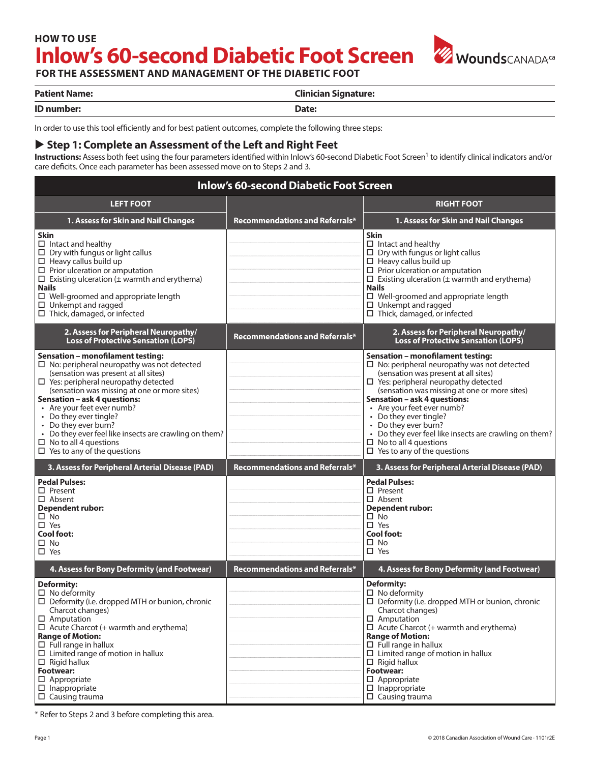## HOW TO USE

# Inlow's 60-second Diabetic Foot Screen

**FOR THE ASSESSMENT AND MANAGEMENT OF THE DIABETIC FOOT**

| **Patient Name:** | **Clinician Signature:** |
|---|---|
| **ID number:** | **Date:** |

In order to use this tool efficiently and for best patient outcomes, complete the following three steps:

## ▶ Step 1: Complete an Assessment of the Left and Right Feet

**Instructions:** Assess both feet using the four parameters identified within Inlow's 60-second Diabetic Foot Screen[1] to identify clinical indicators and/or care deficits. Once each parameter has been assessed move on to Steps 2 and 3.

| Inlow's 60-second Diabetic Foot Screen | | |
|---|---|---|
| **LEFT FOOT** | | **RIGHT FOOT** |
| **1. Assess for Skin and Nail Changes** | **Recommendations and Referrals*** | **1. Assess for Skin and Nail Changes** |
| **Skin**<br>☐ Intact and healthy<br>☐ Dry with fungus or light callus<br>☐ Heavy callus build up<br>☐ Prior ulceration or amputation<br>☐ Existing ulceration (± warmth and erythema)<br>**Nails**<br>☐ Well-groomed and appropriate length<br>☐ Unkempt and ragged<br>☐ Thick, damaged, or infected | | **Skin**<br>☐ Intact and healthy<br>☐ Dry with fungus or light callus<br>☐ Heavy callus build up<br>☐ Prior ulceration or amputation<br>☐ Existing ulceration (± warmth and erythema)<br>**Nails**<br>☐ Well-groomed and appropriate length<br>☐ Unkempt and ragged<br>☐ Thick, damaged, or infected |
| **2. Assess for Peripheral Neuropathy/ Loss of Protective Sensation (LOPS)** | **Recommendations and Referrals*** | **2. Assess for Peripheral Neuropathy/ Loss of Protective Sensation (LOPS)** |
| **Sensation – monofilament testing:**<br>☐ No: peripheral neuropathy was not detected (sensation was present at all sites)<br>☐ Yes: peripheral neuropathy detected (sensation was missing at one or more sites)<br>**Sensation – ask 4 questions:**<br>• Are your feet ever numb?<br>• Do they ever tingle?<br>• Do they ever burn?<br>• Do they ever feel like insects are crawling on them?<br>☐ No to all 4 questions<br>☐ Yes to any of the questions | | **Sensation – monofilament testing:**<br>☐ No: peripheral neuropathy was not detected (sensation was present at all sites)<br>☐ Yes: peripheral neuropathy detected (sensation was missing at one or more sites)<br>**Sensation – ask 4 questions:**<br>• Are your feet ever numb?<br>• Do they ever tingle?<br>• Do they ever burn?<br>• Do they ever feel like insects are crawling on them?<br>☐ No to all 4 questions<br>☐ Yes to any of the questions |
| **3. Assess for Peripheral Arterial Disease (PAD)** | **Recommendations and Referrals*** | **3. Assess for Peripheral Arterial Disease (PAD)** |
| **Pedal Pulses:**<br>☐ Present<br>☐ Absent<br>**Dependent rubor:**<br>☐ No<br>☐ Yes<br>**Cool foot:**<br>☐ No<br>☐ Yes | | **Pedal Pulses:**<br>☐ Present<br>☐ Absent<br>**Dependent rubor:**<br>☐ No<br>☐ Yes<br>**Cool foot:**<br>☐ No<br>☐ Yes |
| **4. Assess for Bony Deformity (and Footwear)** | **Recommendations and Referrals*** | **4. Assess for Bony Deformity (and Footwear)** |
| **Deformity:**<br>☐ No deformity<br>☐ Deformity (i.e. dropped MTH or bunion, chronic Charcot changes)<br>☐ Amputation<br>☐ Acute Charcot (+ warmth and erythema)<br>**Range of Motion:**<br>☐ Full range in hallux<br>☐ Limited range of motion in hallux<br>☐ Rigid hallux<br>**Footwear:**<br>☐ Appropriate<br>☐ Inappropriate<br>☐ Causing trauma | | **Deformity:**<br>☐ No deformity<br>☐ Deformity (i.e. dropped MTH or bunion, chronic Charcot changes)<br>☐ Amputation<br>☐ Acute Charcot (+ warmth and erythema)<br>**Range of Motion:**<br>☐ Full range in hallux<br>☐ Limited range of motion in hallux<br>☐ Rigid hallux<br>**Footwear:**<br>☐ Appropriate<br>☐ Inappropriate<br>☐ Causing trauma |

\* Refer to Steps 2 and 3 before completing this area.

© 2018 Canadian Association of Wound Care · 1101r2E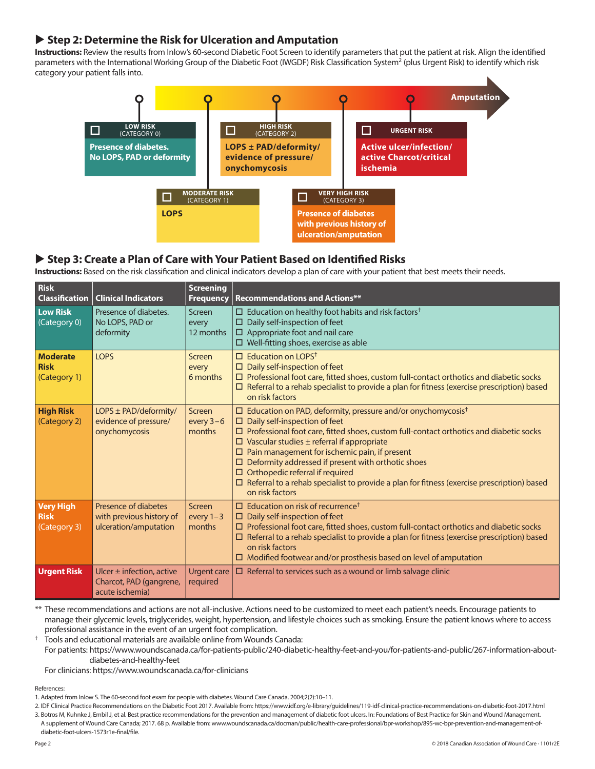## ▶ Step 2: Determine the Risk for Ulceration and Amputation

**Instructions:** Review the results from Inlow's 60-second Diabetic Foot Screen to identify parameters that put the patient at risk. Align the identified parameters with the International Working Group of the Diabetic Foot (IWGDF) Risk Classification System[2] (plus Urgent Risk) to identify which risk category your patient falls into.

Amputation

☐ **LOW RISK** (CATEGORY 0)
**Presence of diabetes. No LOPS, PAD or deformity**

☐ **MODERATE RISK** (CATEGORY 1)
**LOPS**

☐ **HIGH RISK** (CATEGORY 2)
**LOPS ± PAD/deformity/ evidence of pressure/ onychomycosis**

☐ **VERY HIGH RISK** (CATEGORY 3)
**Presence of diabetes with previous history of ulceration/amputation**

☐ **URGENT RISK**
**Active ulcer/infection/ active Charcot/critical ischemia**

## ▶ Step 3: Create a Plan of Care with Your Patient Based on Identified Risks

**Instructions:** Based on the risk classification and clinical indicators develop a plan of care with your patient that best meets their needs.

| Risk Classification | Clinical Indicators | Screening Frequency | Recommendations and Actions** |
|---|---|---|---|
| **Low Risk** (Category 0) | Presence of diabetes. No LOPS, PAD or deformity | Screen every 12 months | ☐ Education on healthy foot habits and risk factors†<br>☐ Daily self-inspection of feet<br>☐ Appropriate foot and nail care<br>☐ Well-fitting shoes, exercise as able |
| **Moderate Risk** (Category 1) | LOPS | Screen every 6 months | ☐ Education on LOPS†<br>☐ Daily self-inspection of feet<br>☐ Professional foot care, fitted shoes, custom full-contact orthotics and diabetic socks<br>☐ Referral to a rehab specialist to provide a plan for fitness (exercise prescription) based on risk factors |
| **High Risk** (Category 2) | LOPS ± PAD/deformity/ evidence of pressure/ onychomycosis | Screen every 3–6 months | ☐ Education on PAD, deformity, pressure and/or onychomycosis†<br>☐ Daily self-inspection of feet<br>☐ Professional foot care, fitted shoes, custom full-contact orthotics and diabetic socks<br>☐ Vascular studies ± referral if appropriate<br>☐ Pain management for ischemic pain, if present<br>☐ Deformity addressed if present with orthotic shoes<br>☐ Orthopedic referral if required<br>☐ Referral to a rehab specialist to provide a plan for fitness (exercise prescription) based on risk factors |
| **Very High Risk** (Category 3) | Presence of diabetes with previous history of ulceration/amputation | Screen every 1–3 months | ☐ Education on risk of recurrence†<br>☐ Daily self-inspection of feet<br>☐ Professional foot care, fitted shoes, custom full-contact orthotics and diabetic socks<br>☐ Referral to a rehab specialist to provide a plan for fitness (exercise prescription) based on risk factors<br>☐ Modified footwear and/or prosthesis based on level of amputation |
| **Urgent Risk** | Ulcer ± infection, active Charcot, PAD (gangrene, acute ischemia) | Urgent care required | ☐ Referral to services such as a wound or limb salvage clinic |

** These recommendations and actions are not all-inclusive. Actions need to be customized to meet each patient's needs. Encourage patients to manage their glycemic levels, triglycerides, weight, hypertension, and lifestyle choices such as smoking. Ensure the patient knows where to access professional assistance in the event of an urgent foot complication.

† Tools and educational materials are available online from Wounds Canada:
For patients: https://www.woundscanada.ca/for-patients-public/240-diabetic-healthy-feet-and-you/for-patients-and-public/267-information-about-diabetes-and-healthy-feet
For clinicians: https://www.woundscanada.ca/for-clinicians

References:

1. Adapted from Inlow S. The 60-second foot exam for people with diabetes. Wound Care Canada. 2004;2(2):10–11.
2. IDF Clinical Practice Recommendations on the Diabetic Foot 2017. Available from: https://www.idf.org/e-library/guidelines/119-idf-clinical-practice-recommendations-on-diabetic-foot-2017.html
3. Botros M, Kuhnke J, Embil J, et al. Best practice recommendations for the prevention and management of diabetic foot ulcers. In: Foundations of Best Practice for Skin and Wound Management. A supplement of Wound Care Canada; 2017. 68 p. Available from: www.woundscanada.ca/docman/public/health-care-professional/bpr-workshop/895-wc-bpr-prevention-and-management-of-diabetic-foot-ulcers-1573r1e-final/file.

© 2018 Canadian Association of Wound Care · 1101r2E